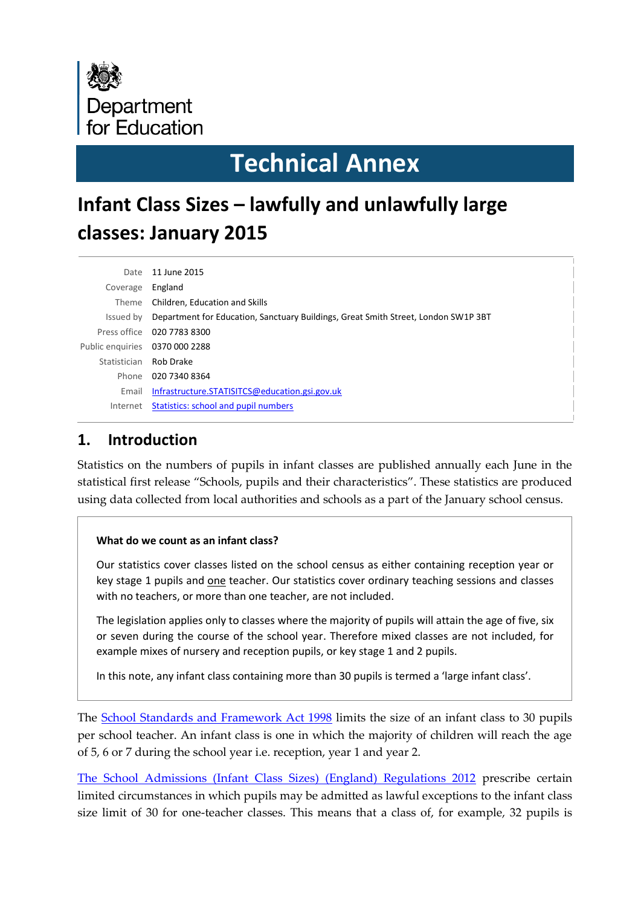Department for Education

# Technical Annex

## Infant Class Sizes – lawfully and unlawfully large classes: January 2015

| | |
|---|---|
| Date | 11 June 2015 |
| Coverage | England |
| Theme | Children, Education and Skills |
| Issued by | Department for Education, Sanctuary Buildings, Great Smith Street, London SW1P 3BT |
| Press office | 020 7783 8300 |
| Public enquiries | 0370 000 2288 |
| Statistician | Rob Drake |
| Phone | 020 7340 8364 |
| Email | Infrastructure.STATISITCS@education.gsi.gov.uk |
| Internet | Statistics: school and pupil numbers |

## 1. Introduction

Statistics on the numbers of pupils in infant classes are published annually each June in the statistical first release "Schools, pupils and their characteristics". These statistics are produced using data collected from local authorities and schools as a part of the January school census.

> **What do we count as an infant class?**
>
> Our statistics cover classes listed on the school census as either containing reception year or key stage 1 pupils and one teacher. Our statistics cover ordinary teaching sessions and classes with no teachers, or more than one teacher, are not included.
>
> The legislation applies only to classes where the majority of pupils will attain the age of five, six or seven during the course of the school year. Therefore mixed classes are not included, for example mixes of nursery and reception pupils, or key stage 1 and 2 pupils.
>
> In this note, any infant class containing more than 30 pupils is termed a 'large infant class'.

The School Standards and Framework Act 1998 limits the size of an infant class to 30 pupils per school teacher. An infant class is one in which the majority of children will reach the age of 5, 6 or 7 during the school year i.e. reception, year 1 and year 2.

The School Admissions (Infant Class Sizes) (England) Regulations 2012 prescribe certain limited circumstances in which pupils may be admitted as lawful exceptions to the infant class size limit of 30 for one-teacher classes. This means that a class of, for example, 32 pupils is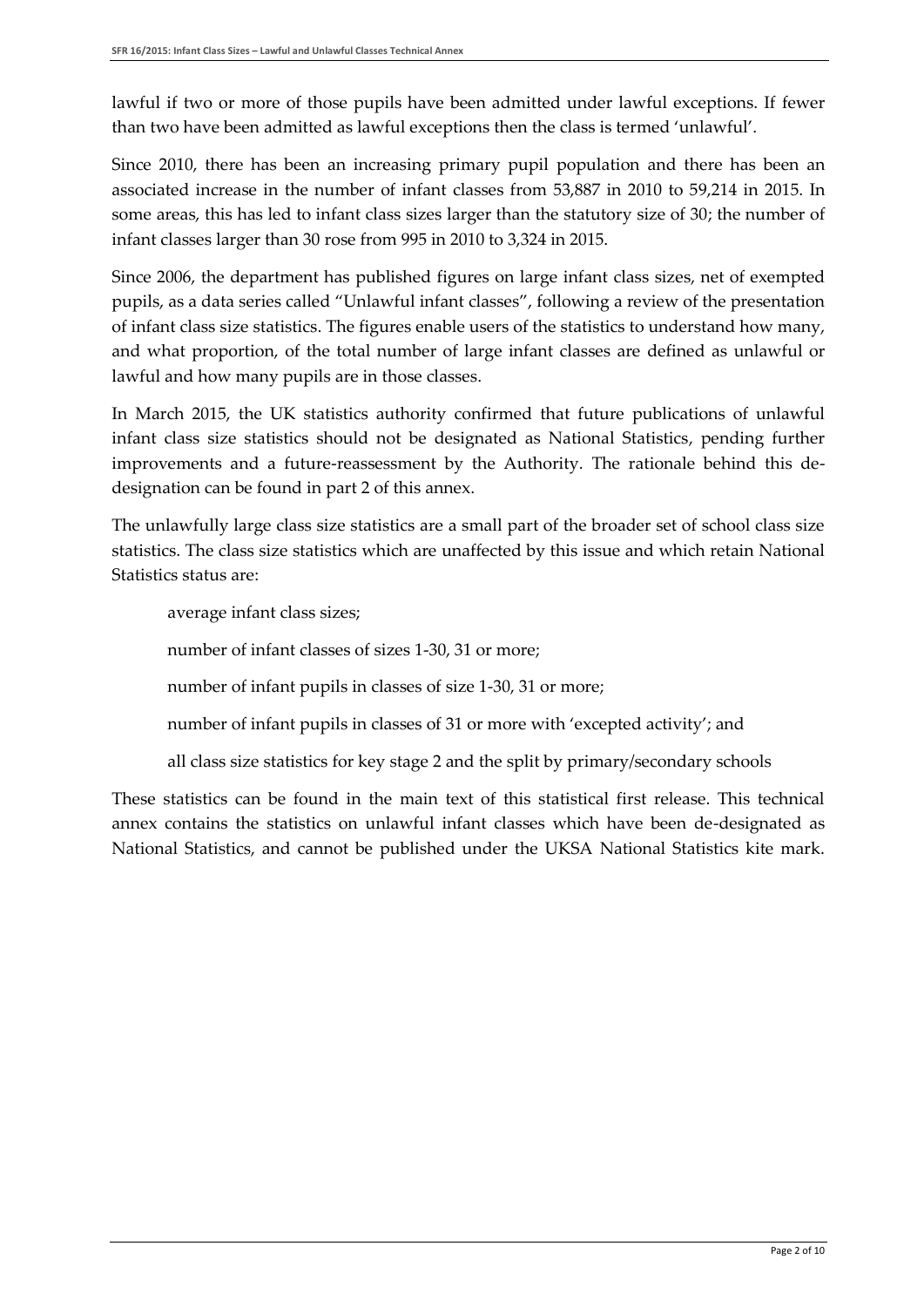lawful if two or more of those pupils have been admitted under lawful exceptions. If fewer than two have been admitted as lawful exceptions then the class is termed 'unlawful'.

Since 2010, there has been an increasing primary pupil population and there has been an associated increase in the number of infant classes from 53,887 in 2010 to 59,214 in 2015. In some areas, this has led to infant class sizes larger than the statutory size of 30; the number of infant classes larger than 30 rose from 995 in 2010 to 3,324 in 2015.

Since 2006, the department has published figures on large infant class sizes, net of exempted pupils, as a data series called "Unlawful infant classes", following a review of the presentation of infant class size statistics. The figures enable users of the statistics to understand how many, and what proportion, of the total number of large infant classes are defined as unlawful or lawful and how many pupils are in those classes.

In March 2015, the UK statistics authority confirmed that future publications of unlawful infant class size statistics should not be designated as National Statistics, pending further improvements and a future-reassessment by the Authority. The rationale behind this de-designation can be found in part 2 of this annex.

The unlawfully large class size statistics are a small part of the broader set of school class size statistics. The class size statistics which are unaffected by this issue and which retain National Statistics status are:

- average infant class sizes;
- number of infant classes of sizes 1-30, 31 or more;
- number of infant pupils in classes of size 1-30, 31 or more;
- number of infant pupils in classes of 31 or more with 'excepted activity'; and
- all class size statistics for key stage 2 and the split by primary/secondary schools

These statistics can be found in the main text of this statistical first release. This technical annex contains the statistics on unlawful infant classes which have been de-designated as National Statistics, and cannot be published under the UKSA National Statistics kite mark.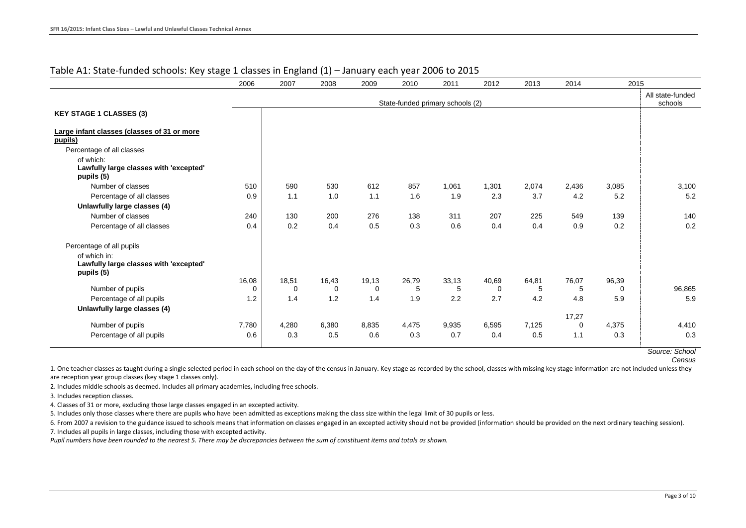## Table A1: State-funded schools: Key stage 1 classes in England (1) – January each year 2006 to 2015

| | 2006 | 2007 | 2008 | 2009 | 2010 | 2011 | 2012 | 2013 | 2014 | 2015 | |
|---|---|---|---|---|---|---|---|---|---|---|---|
| | State-funded primary schools (2) | | | | | | | | | | All state-funded schools |
| **KEY STAGE 1 CLASSES (3)** | | | | | | | | | | | |
| **Large infant classes (classes of 31 or more pupils)** | | | | | | | | | | | |
| Percentage of all classes | | | | | | | | | | | |
| of which: **Lawfully large classes with 'excepted' pupils (5)** | | | | | | | | | | | |
| Number of classes | 510 | 590 | 530 | 612 | 857 | 1,061 | 1,301 | 2,074 | 2,436 | 3,085 | 3,100 |
| Percentage of all classes | 0.9 | 1.1 | 1.0 | 1.1 | 1.6 | 1.9 | 2.3 | 3.7 | 4.2 | 5.2 | 5.2 |
| **Unlawfully large classes (4)** | | | | | | | | | | | |
| Number of classes | 240 | 130 | 200 | 276 | 138 | 311 | 207 | 225 | 549 | 139 | 140 |
| Percentage of all classes | 0.4 | 0.2 | 0.4 | 0.5 | 0.3 | 0.6 | 0.4 | 0.4 | 0.9 | 0.2 | 0.2 |
| Percentage of all pupils | | | | | | | | | | | |
| of which in: **Lawfully large classes with 'excepted' pupils (5)** | | | | | | | | | | | |
| Number of pupils | 16,080 | 18,510 | 16,430 | 19,130 | 26,795 | 33,135 | 40,690 | 64,815 | 76,075 | 96,390 | 96,865 |
| Percentage of all pupils | 1.2 | 1.4 | 1.2 | 1.4 | 1.9 | 2.2 | 2.7 | 4.2 | 4.8 | 5.9 | 5.9 |
| **Unlawfully large classes (4)** | | | | | | | | | | | |
| Number of pupils | 7,780 | 4,280 | 6,380 | 8,835 | 4,475 | 9,935 | 6,595 | 7,125 | 17,270 | 4,375 | 4,410 |
| Percentage of all pupils | 0.6 | 0.3 | 0.5 | 0.6 | 0.3 | 0.7 | 0.4 | 0.5 | 1.1 | 0.3 | 0.3 |

*Source: School Census*

1. One teacher classes as taught during a single selected period in each school on the day of the census in January. Key stage as recorded by the school, classes with missing key stage information are not included unless they are reception year group classes (key stage 1 classes only).

2. Includes middle schools as deemed. Includes all primary academies, including free schools.

3. Includes reception classes.

4. Classes of 31 or more, excluding those large classes engaged in an excepted activity.

5. Includes only those classes where there are pupils who have been admitted as exceptions making the class size within the legal limit of 30 pupils or less.

6. From 2007 a revision to the guidance issued to schools means that information on classes engaged in an excepted activity should not be provided (information should be provided on the next ordinary teaching session).

7. Includes all pupils in large classes, including those with excepted activity.

*Pupil numbers have been rounded to the nearest 5. There may be discrepancies between the sum of constituent items and totals as shown.*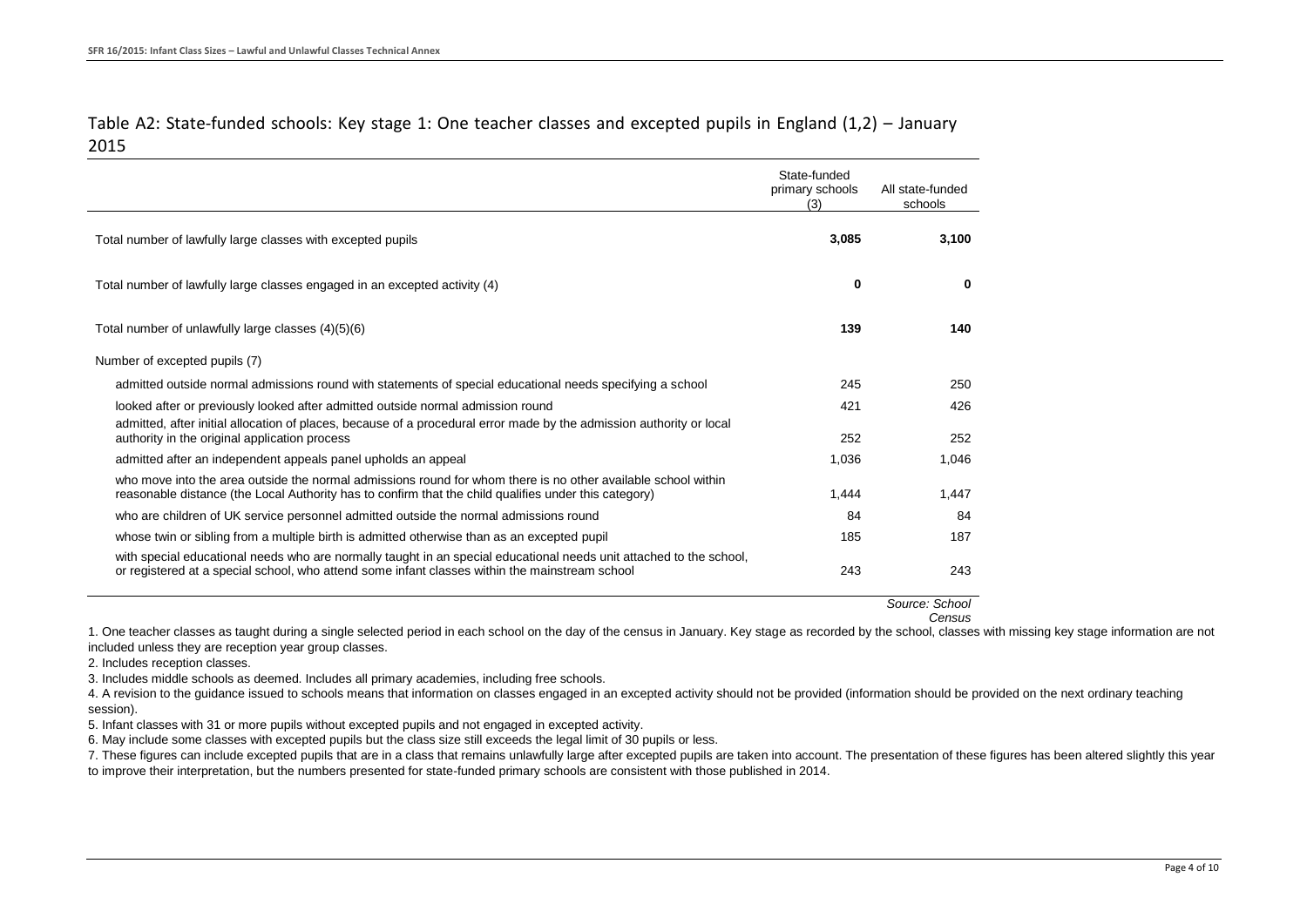## Table A2: State-funded schools: Key stage 1: One teacher classes and excepted pupils in England (1,2) – January 2015

| | State-funded primary schools (3) | All state-funded schools |
|---|---|---|
| Total number of lawfully large classes with excepted pupils | **3,085** | **3,100** |
| Total number of lawfully large classes engaged in an excepted activity (4) | **0** | **0** |
| Total number of unlawfully large classes (4)(5)(6) | **139** | **140** |
| Number of excepted pupils (7) | | |
| admitted outside normal admissions round with statements of special educational needs specifying a school | 245 | 250 |
| looked after or previously looked after admitted outside normal admission round | 421 | 426 |
| admitted, after initial allocation of places, because of a procedural error made by the admission authority or local authority in the original application process | 252 | 252 |
| admitted after an independent appeals panel upholds an appeal | 1,036 | 1,046 |
| who move into the area outside the normal admissions round for whom there is no other available school within reasonable distance (the Local Authority has to confirm that the child qualifies under this category) | 1,444 | 1,447 |
| who are children of UK service personnel admitted outside the normal admissions round | 84 | 84 |
| whose twin or sibling from a multiple birth is admitted otherwise than as an excepted pupil | 185 | 187 |
| with special educational needs who are normally taught in an special educational needs unit attached to the school, or registered at a special school, who attend some infant classes within the mainstream school | 243 | 243 |

*Source: School Census*

1. One teacher classes as taught during a single selected period in each school on the day of the census in January. Key stage as recorded by the school, classes with missing key stage information are not included unless they are reception year group classes.
2. Includes reception classes.
3. Includes middle schools as deemed. Includes all primary academies, including free schools.
4. A revision to the guidance issued to schools means that information on classes engaged in an excepted activity should not be provided (information should be provided on the next ordinary teaching session).
5. Infant classes with 31 or more pupils without excepted pupils and not engaged in excepted activity.
6. May include some classes with excepted pupils but the class size still exceeds the legal limit of 30 pupils or less.
7. These figures can include excepted pupils that are in a class that remains unlawfully large after excepted pupils are taken into account. The presentation of these figures has been altered slightly this year to improve their interpretation, but the numbers presented for state-funded primary schools are consistent with those published in 2014.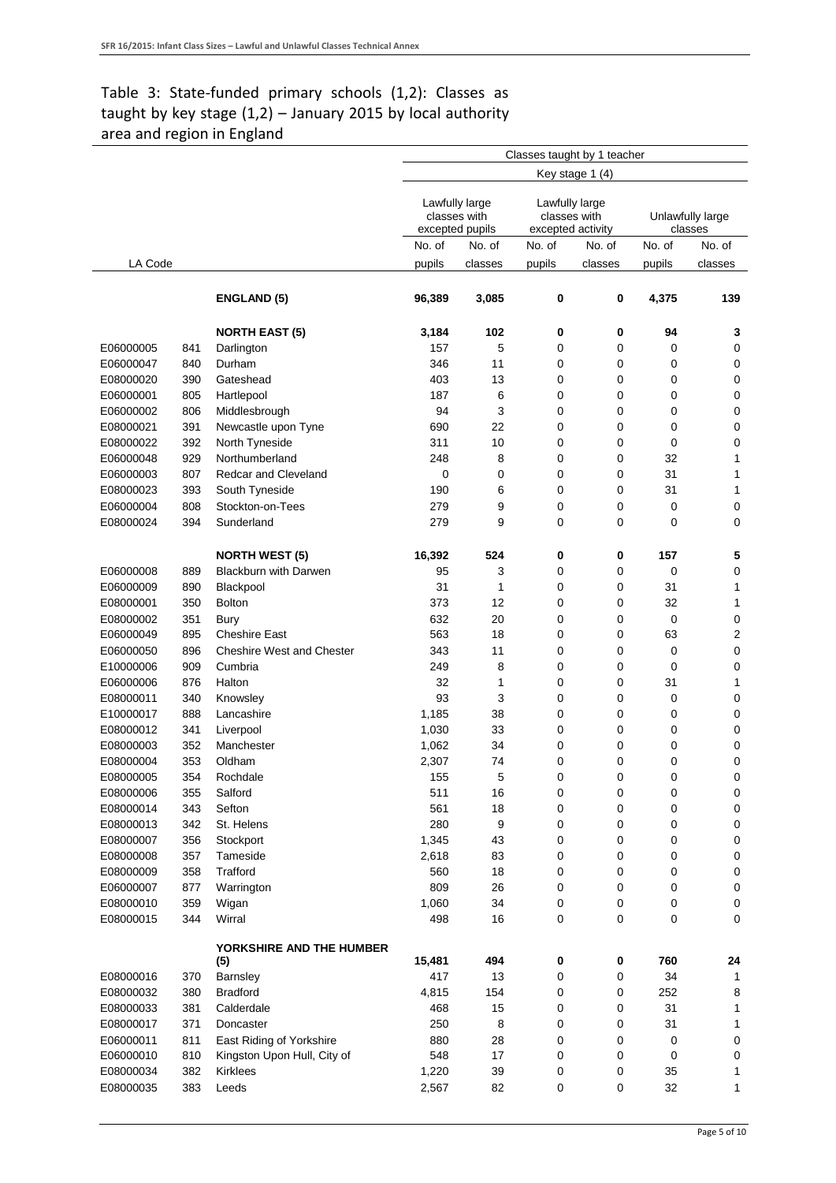## Table 3: State-funded primary schools (1,2): Classes as taught by key stage (1,2) – January 2015 by local authority area and region in England

| | | | Classes taught by 1 teacher | | | | | |
|---|---|---|---|---|---|---|---|---|
| | | | Key stage 1 (4) | | | | | |
| | | | Lawfully large classes with excepted pupils | | Lawfully large classes with excepted activity | | Unlawfully large classes | |
| LA Code | | | No. of pupils | No. of classes | No. of pupils | No. of classes | No. of pupils | No. of classes |
| | | **ENGLAND (5)** | **96,389** | **3,085** | **0** | **0** | **4,375** | **139** |
| | | **NORTH EAST (5)** | **3,184** | **102** | **0** | **0** | **94** | **3** |
| E06000005 | 841 | Darlington | 157 | 5 | 0 | 0 | 0 | 0 |
| E06000047 | 840 | Durham | 346 | 11 | 0 | 0 | 0 | 0 |
| E08000020 | 390 | Gateshead | 403 | 13 | 0 | 0 | 0 | 0 |
| E06000001 | 805 | Hartlepool | 187 | 6 | 0 | 0 | 0 | 0 |
| E06000002 | 806 | Middlesbrough | 94 | 3 | 0 | 0 | 0 | 0 |
| E08000021 | 391 | Newcastle upon Tyne | 690 | 22 | 0 | 0 | 0 | 0 |
| E08000022 | 392 | North Tyneside | 311 | 10 | 0 | 0 | 0 | 0 |
| E06000048 | 929 | Northumberland | 248 | 8 | 0 | 0 | 32 | 1 |
| E06000003 | 807 | Redcar and Cleveland | 0 | 0 | 0 | 0 | 31 | 1 |
| E08000023 | 393 | South Tyneside | 190 | 6 | 0 | 0 | 31 | 1 |
| E06000004 | 808 | Stockton-on-Tees | 279 | 9 | 0 | 0 | 0 | 0 |
| E08000024 | 394 | Sunderland | 279 | 9 | 0 | 0 | 0 | 0 |
| | | **NORTH WEST (5)** | **16,392** | **524** | **0** | **0** | **157** | **5** |
| E06000008 | 889 | Blackburn with Darwen | 95 | 3 | 0 | 0 | 0 | 0 |
| E06000009 | 890 | Blackpool | 31 | 1 | 0 | 0 | 31 | 1 |
| E08000001 | 350 | Bolton | 373 | 12 | 0 | 0 | 32 | 1 |
| E08000002 | 351 | Bury | 632 | 20 | 0 | 0 | 0 | 0 |
| E06000049 | 895 | Cheshire East | 563 | 18 | 0 | 0 | 63 | 2 |
| E06000050 | 896 | Cheshire West and Chester | 343 | 11 | 0 | 0 | 0 | 0 |
| E10000006 | 909 | Cumbria | 249 | 8 | 0 | 0 | 0 | 0 |
| E06000006 | 876 | Halton | 32 | 1 | 0 | 0 | 31 | 1 |
| E08000011 | 340 | Knowsley | 93 | 3 | 0 | 0 | 0 | 0 |
| E10000017 | 888 | Lancashire | 1,185 | 38 | 0 | 0 | 0 | 0 |
| E08000012 | 341 | Liverpool | 1,030 | 33 | 0 | 0 | 0 | 0 |
| E08000003 | 352 | Manchester | 1,062 | 34 | 0 | 0 | 0 | 0 |
| E08000004 | 353 | Oldham | 2,307 | 74 | 0 | 0 | 0 | 0 |
| E08000005 | 354 | Rochdale | 155 | 5 | 0 | 0 | 0 | 0 |
| E08000006 | 355 | Salford | 511 | 16 | 0 | 0 | 0 | 0 |
| E08000014 | 343 | Sefton | 561 | 18 | 0 | 0 | 0 | 0 |
| E08000013 | 342 | St. Helens | 280 | 9 | 0 | 0 | 0 | 0 |
| E08000007 | 356 | Stockport | 1,345 | 43 | 0 | 0 | 0 | 0 |
| E08000008 | 357 | Tameside | 2,618 | 83 | 0 | 0 | 0 | 0 |
| E08000009 | 358 | Trafford | 560 | 18 | 0 | 0 | 0 | 0 |
| E06000007 | 877 | Warrington | 809 | 26 | 0 | 0 | 0 | 0 |
| E08000010 | 359 | Wigan | 1,060 | 34 | 0 | 0 | 0 | 0 |
| E08000015 | 344 | Wirral | 498 | 16 | 0 | 0 | 0 | 0 |
| | | **YORKSHIRE AND THE HUMBER (5)** | **15,481** | **494** | **0** | **0** | **760** | **24** |
| E08000016 | 370 | Barnsley | 417 | 13 | 0 | 0 | 34 | 1 |
| E08000032 | 380 | Bradford | 4,815 | 154 | 0 | 0 | 252 | 8 |
| E08000033 | 381 | Calderdale | 468 | 15 | 0 | 0 | 31 | 1 |
| E08000017 | 371 | Doncaster | 250 | 8 | 0 | 0 | 31 | 1 |
| E06000011 | 811 | East Riding of Yorkshire | 880 | 28 | 0 | 0 | 0 | 0 |
| E06000010 | 810 | Kingston Upon Hull, City of | 548 | 17 | 0 | 0 | 0 | 0 |
| E08000034 | 382 | Kirklees | 1,220 | 39 | 0 | 0 | 35 | 1 |
| E08000035 | 383 | Leeds | 2,567 | 82 | 0 | 0 | 32 | 1 |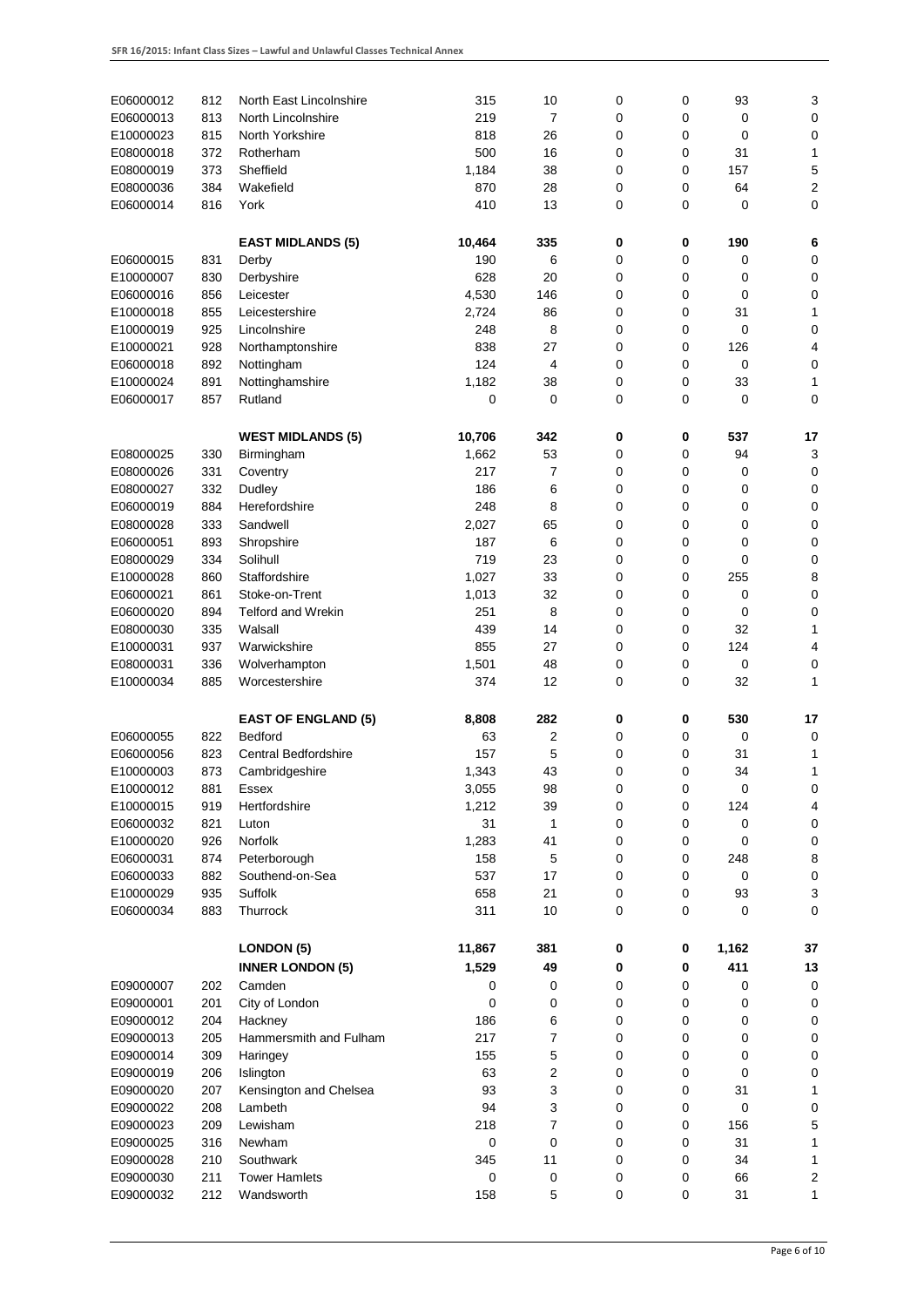| | | | | | | | | |
|---|---|---|---|---|---|---|---|---|
| E06000012 | 812 | North East Lincolnshire | 315 | 10 | 0 | 0 | 93 | 3 |
| E06000013 | 813 | North Lincolnshire | 219 | 7 | 0 | 0 | 0 | 0 |
| E10000023 | 815 | North Yorkshire | 818 | 26 | 0 | 0 | 0 | 0 |
| E08000018 | 372 | Rotherham | 500 | 16 | 0 | 0 | 31 | 1 |
| E08000019 | 373 | Sheffield | 1,184 | 38 | 0 | 0 | 157 | 5 |
| E08000036 | 384 | Wakefield | 870 | 28 | 0 | 0 | 64 | 2 |
| E06000014 | 816 | York | 410 | 13 | 0 | 0 | 0 | 0 |
| | | **EAST MIDLANDS (5)** | **10,464** | **335** | **0** | **0** | **190** | **6** |
| E06000015 | 831 | Derby | 190 | 6 | 0 | 0 | 0 | 0 |
| E10000007 | 830 | Derbyshire | 628 | 20 | 0 | 0 | 0 | 0 |
| E06000016 | 856 | Leicester | 4,530 | 146 | 0 | 0 | 0 | 0 |
| E10000018 | 855 | Leicestershire | 2,724 | 86 | 0 | 0 | 31 | 1 |
| E10000019 | 925 | Lincolnshire | 248 | 8 | 0 | 0 | 0 | 0 |
| E10000021 | 928 | Northamptonshire | 838 | 27 | 0 | 0 | 126 | 4 |
| E06000018 | 892 | Nottingham | 124 | 4 | 0 | 0 | 0 | 0 |
| E10000024 | 891 | Nottinghamshire | 1,182 | 38 | 0 | 0 | 33 | 1 |
| E06000017 | 857 | Rutland | 0 | 0 | 0 | 0 | 0 | 0 |
| | | **WEST MIDLANDS (5)** | **10,706** | **342** | **0** | **0** | **537** | **17** |
| E08000025 | 330 | Birmingham | 1,662 | 53 | 0 | 0 | 94 | 3 |
| E08000026 | 331 | Coventry | 217 | 7 | 0 | 0 | 0 | 0 |
| E08000027 | 332 | Dudley | 186 | 6 | 0 | 0 | 0 | 0 |
| E06000019 | 884 | Herefordshire | 248 | 8 | 0 | 0 | 0 | 0 |
| E08000028 | 333 | Sandwell | 2,027 | 65 | 0 | 0 | 0 | 0 |
| E06000051 | 893 | Shropshire | 187 | 6 | 0 | 0 | 0 | 0 |
| E08000029 | 334 | Solihull | 719 | 23 | 0 | 0 | 0 | 0 |
| E10000028 | 860 | Staffordshire | 1,027 | 33 | 0 | 0 | 255 | 8 |
| E06000021 | 861 | Stoke-on-Trent | 1,013 | 32 | 0 | 0 | 0 | 0 |
| E06000020 | 894 | Telford and Wrekin | 251 | 8 | 0 | 0 | 0 | 0 |
| E08000030 | 335 | Walsall | 439 | 14 | 0 | 0 | 32 | 1 |
| E10000031 | 937 | Warwickshire | 855 | 27 | 0 | 0 | 124 | 4 |
| E08000031 | 336 | Wolverhampton | 1,501 | 48 | 0 | 0 | 0 | 0 |
| E10000034 | 885 | Worcestershire | 374 | 12 | 0 | 0 | 32 | 1 |
| | | **EAST OF ENGLAND (5)** | **8,808** | **282** | **0** | **0** | **530** | **17** |
| E06000055 | 822 | Bedford | 63 | 2 | 0 | 0 | 0 | 0 |
| E06000056 | 823 | Central Bedfordshire | 157 | 5 | 0 | 0 | 31 | 1 |
| E10000003 | 873 | Cambridgeshire | 1,343 | 43 | 0 | 0 | 34 | 1 |
| E10000012 | 881 | Essex | 3,055 | 98 | 0 | 0 | 0 | 0 |
| E10000015 | 919 | Hertfordshire | 1,212 | 39 | 0 | 0 | 124 | 4 |
| E06000032 | 821 | Luton | 31 | 1 | 0 | 0 | 0 | 0 |
| E10000020 | 926 | Norfolk | 1,283 | 41 | 0 | 0 | 0 | 0 |
| E06000031 | 874 | Peterborough | 158 | 5 | 0 | 0 | 248 | 8 |
| E06000033 | 882 | Southend-on-Sea | 537 | 17 | 0 | 0 | 0 | 0 |
| E10000029 | 935 | Suffolk | 658 | 21 | 0 | 0 | 93 | 3 |
| E06000034 | 883 | Thurrock | 311 | 10 | 0 | 0 | 0 | 0 |
| | | **LONDON (5)** | **11,867** | **381** | **0** | **0** | **1,162** | **37** |
| | | **INNER LONDON (5)** | **1,529** | **49** | **0** | **0** | **411** | **13** |
| E09000007 | 202 | Camden | 0 | 0 | 0 | 0 | 0 | 0 |
| E09000001 | 201 | City of London | 0 | 0 | 0 | 0 | 0 | 0 |
| E09000012 | 204 | Hackney | 186 | 6 | 0 | 0 | 0 | 0 |
| E09000013 | 205 | Hammersmith and Fulham | 217 | 7 | 0 | 0 | 0 | 0 |
| E09000014 | 309 | Haringey | 155 | 5 | 0 | 0 | 0 | 0 |
| E09000019 | 206 | Islington | 63 | 2 | 0 | 0 | 0 | 0 |
| E09000020 | 207 | Kensington and Chelsea | 93 | 3 | 0 | 0 | 31 | 1 |
| E09000022 | 208 | Lambeth | 94 | 3 | 0 | 0 | 0 | 0 |
| E09000023 | 209 | Lewisham | 218 | 7 | 0 | 0 | 156 | 5 |
| E09000025 | 316 | Newham | 0 | 0 | 0 | 0 | 31 | 1 |
| E09000028 | 210 | Southwark | 345 | 11 | 0 | 0 | 34 | 1 |
| E09000030 | 211 | Tower Hamlets | 0 | 0 | 0 | 0 | 66 | 2 |
| E09000032 | 212 | Wandsworth | 158 | 5 | 0 | 0 | 31 | 1 |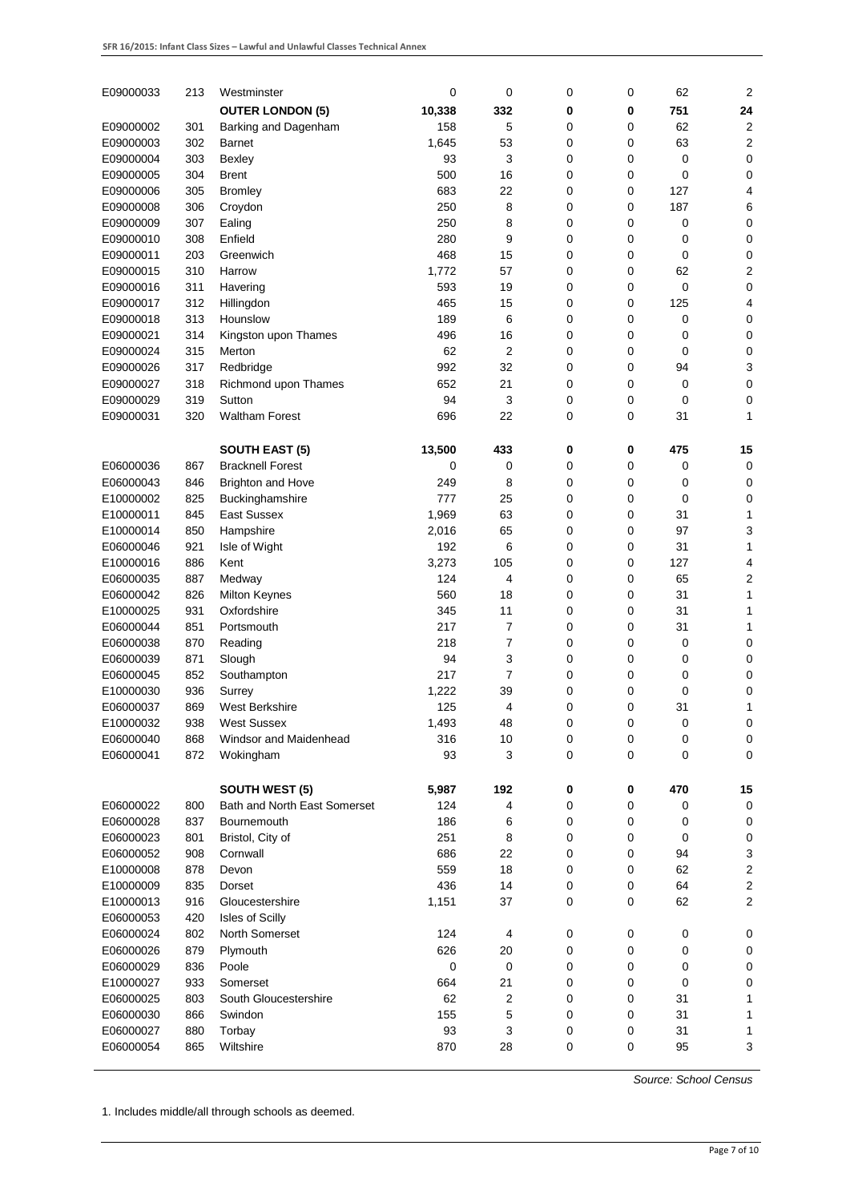| | | | | | | | | |
|---|---|---|---|---|---|---|---|---|
| E09000033 | 213 | Westminster | 0 | 0 | 0 | 0 | 62 | 2 |
| | | **OUTER LONDON (5)** | **10,338** | **332** | **0** | **0** | **751** | **24** |
| E09000002 | 301 | Barking and Dagenham | 158 | 5 | 0 | 0 | 62 | 2 |
| E09000003 | 302 | Barnet | 1,645 | 53 | 0 | 0 | 63 | 2 |
| E09000004 | 303 | Bexley | 93 | 3 | 0 | 0 | 0 | 0 |
| E09000005 | 304 | Brent | 500 | 16 | 0 | 0 | 0 | 0 |
| E09000006 | 305 | Bromley | 683 | 22 | 0 | 0 | 127 | 4 |
| E09000008 | 306 | Croydon | 250 | 8 | 0 | 0 | 187 | 6 |
| E09000009 | 307 | Ealing | 250 | 8 | 0 | 0 | 0 | 0 |
| E09000010 | 308 | Enfield | 280 | 9 | 0 | 0 | 0 | 0 |
| E09000011 | 203 | Greenwich | 468 | 15 | 0 | 0 | 0 | 0 |
| E09000015 | 310 | Harrow | 1,772 | 57 | 0 | 0 | 62 | 2 |
| E09000016 | 311 | Havering | 593 | 19 | 0 | 0 | 0 | 0 |
| E09000017 | 312 | Hillingdon | 465 | 15 | 0 | 0 | 125 | 4 |
| E09000018 | 313 | Hounslow | 189 | 6 | 0 | 0 | 0 | 0 |
| E09000021 | 314 | Kingston upon Thames | 496 | 16 | 0 | 0 | 0 | 0 |
| E09000024 | 315 | Merton | 62 | 2 | 0 | 0 | 0 | 0 |
| E09000026 | 317 | Redbridge | 992 | 32 | 0 | 0 | 94 | 3 |
| E09000027 | 318 | Richmond upon Thames | 652 | 21 | 0 | 0 | 0 | 0 |
| E09000029 | 319 | Sutton | 94 | 3 | 0 | 0 | 0 | 0 |
| E09000031 | 320 | Waltham Forest | 696 | 22 | 0 | 0 | 31 | 1 |
| | | **SOUTH EAST (5)** | **13,500** | **433** | **0** | **0** | **475** | **15** |
| E06000036 | 867 | Bracknell Forest | 0 | 0 | 0 | 0 | 0 | 0 |
| E06000043 | 846 | Brighton and Hove | 249 | 8 | 0 | 0 | 0 | 0 |
| E10000002 | 825 | Buckinghamshire | 777 | 25 | 0 | 0 | 0 | 0 |
| E10000011 | 845 | East Sussex | 1,969 | 63 | 0 | 0 | 31 | 1 |
| E10000014 | 850 | Hampshire | 2,016 | 65 | 0 | 0 | 97 | 3 |
| E06000046 | 921 | Isle of Wight | 192 | 6 | 0 | 0 | 31 | 1 |
| E10000016 | 886 | Kent | 3,273 | 105 | 0 | 0 | 127 | 4 |
| E06000035 | 887 | Medway | 124 | 4 | 0 | 0 | 65 | 2 |
| E06000042 | 826 | Milton Keynes | 560 | 18 | 0 | 0 | 31 | 1 |
| E10000025 | 931 | Oxfordshire | 345 | 11 | 0 | 0 | 31 | 1 |
| E06000044 | 851 | Portsmouth | 217 | 7 | 0 | 0 | 31 | 1 |
| E06000038 | 870 | Reading | 218 | 7 | 0 | 0 | 0 | 0 |
| E06000039 | 871 | Slough | 94 | 3 | 0 | 0 | 0 | 0 |
| E06000045 | 852 | Southampton | 217 | 7 | 0 | 0 | 0 | 0 |
| E10000030 | 936 | Surrey | 1,222 | 39 | 0 | 0 | 0 | 0 |
| E06000037 | 869 | West Berkshire | 125 | 4 | 0 | 0 | 31 | 1 |
| E10000032 | 938 | West Sussex | 1,493 | 48 | 0 | 0 | 0 | 0 |
| E06000040 | 868 | Windsor and Maidenhead | 316 | 10 | 0 | 0 | 0 | 0 |
| E06000041 | 872 | Wokingham | 93 | 3 | 0 | 0 | 0 | 0 |
| | | **SOUTH WEST (5)** | **5,987** | **192** | **0** | **0** | **470** | **15** |
| E06000022 | 800 | Bath and North East Somerset | 124 | 4 | 0 | 0 | 0 | 0 |
| E06000028 | 837 | Bournemouth | 186 | 6 | 0 | 0 | 0 | 0 |
| E06000023 | 801 | Bristol, City of | 251 | 8 | 0 | 0 | 0 | 0 |
| E06000052 | 908 | Cornwall | 686 | 22 | 0 | 0 | 94 | 3 |
| E10000008 | 878 | Devon | 559 | 18 | 0 | 0 | 62 | 2 |
| E10000009 | 835 | Dorset | 436 | 14 | 0 | 0 | 64 | 2 |
| E10000013 | 916 | Gloucestershire | 1,151 | 37 | 0 | 0 | 62 | 2 |
| E06000053 | 420 | Isles of Scilly | | | | | | |
| E06000024 | 802 | North Somerset | 124 | 4 | 0 | 0 | 0 | 0 |
| E06000026 | 879 | Plymouth | 626 | 20 | 0 | 0 | 0 | 0 |
| E06000029 | 836 | Poole | 0 | 0 | 0 | 0 | 0 | 0 |
| E10000027 | 933 | Somerset | 664 | 21 | 0 | 0 | 0 | 0 |
| E06000025 | 803 | South Gloucestershire | 62 | 2 | 0 | 0 | 31 | 1 |
| E06000030 | 866 | Swindon | 155 | 5 | 0 | 0 | 31 | 1 |
| E06000027 | 880 | Torbay | 93 | 3 | 0 | 0 | 31 | 1 |
| E06000054 | 865 | Wiltshire | 870 | 28 | 0 | 0 | 95 | 3 |

*Source: School Census*

1. Includes middle/all through schools as deemed.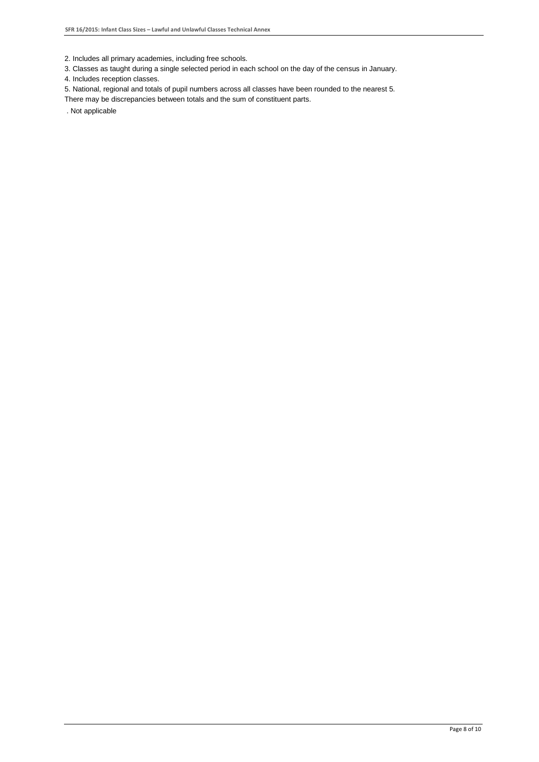2. Includes all primary academies, including free schools.

3. Classes as taught during a single selected period in each school on the day of the census in January.

4. Includes reception classes.

5. National, regional and totals of pupil numbers across all classes have been rounded to the nearest 5.

There may be discrepancies between totals and the sum of constituent parts.

. Not applicable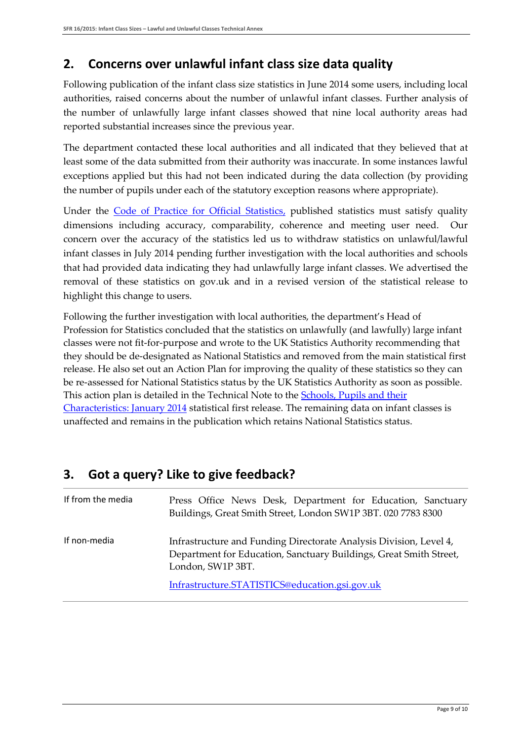## 2. Concerns over unlawful infant class size data quality

Following publication of the infant class size statistics in June 2014 some users, including local authorities, raised concerns about the number of unlawful infant classes. Further analysis of the number of unlawfully large infant classes showed that nine local authority areas had reported substantial increases since the previous year.

The department contacted these local authorities and all indicated that they believed that at least some of the data submitted from their authority was inaccurate. In some instances lawful exceptions applied but this had not been indicated during the data collection (by providing the number of pupils under each of the statutory exception reasons where appropriate).

Under the Code of Practice for Official Statistics, published statistics must satisfy quality dimensions including accuracy, comparability, coherence and meeting user need. Our concern over the accuracy of the statistics led us to withdraw statistics on unlawful/lawful infant classes in July 2014 pending further investigation with the local authorities and schools that had provided data indicating they had unlawfully large infant classes. We advertised the removal of these statistics on gov.uk and in a revised version of the statistical release to highlight this change to users.

Following the further investigation with local authorities, the department's Head of Profession for Statistics concluded that the statistics on unlawfully (and lawfully) large infant classes were not fit-for-purpose and wrote to the UK Statistics Authority recommending that they should be de-designated as National Statistics and removed from the main statistical first release. He also set out an Action Plan for improving the quality of these statistics so they can be re-assessed for National Statistics status by the UK Statistics Authority as soon as possible. This action plan is detailed in the Technical Note to the Schools, Pupils and their Characteristics: January 2014 statistical first release. The remaining data on infant classes is unaffected and remains in the publication which retains National Statistics status.

## 3. Got a query? Like to give feedback?

| | |
|---|---|
| If from the media | Press Office News Desk, Department for Education, Sanctuary Buildings, Great Smith Street, London SW1P 3BT. 020 7783 8300 |
| If non-media | Infrastructure and Funding Directorate Analysis Division, Level 4, Department for Education, Sanctuary Buildings, Great Smith Street, London, SW1P 3BT. Infrastructure.STATISTICS@education.gsi.gov.uk |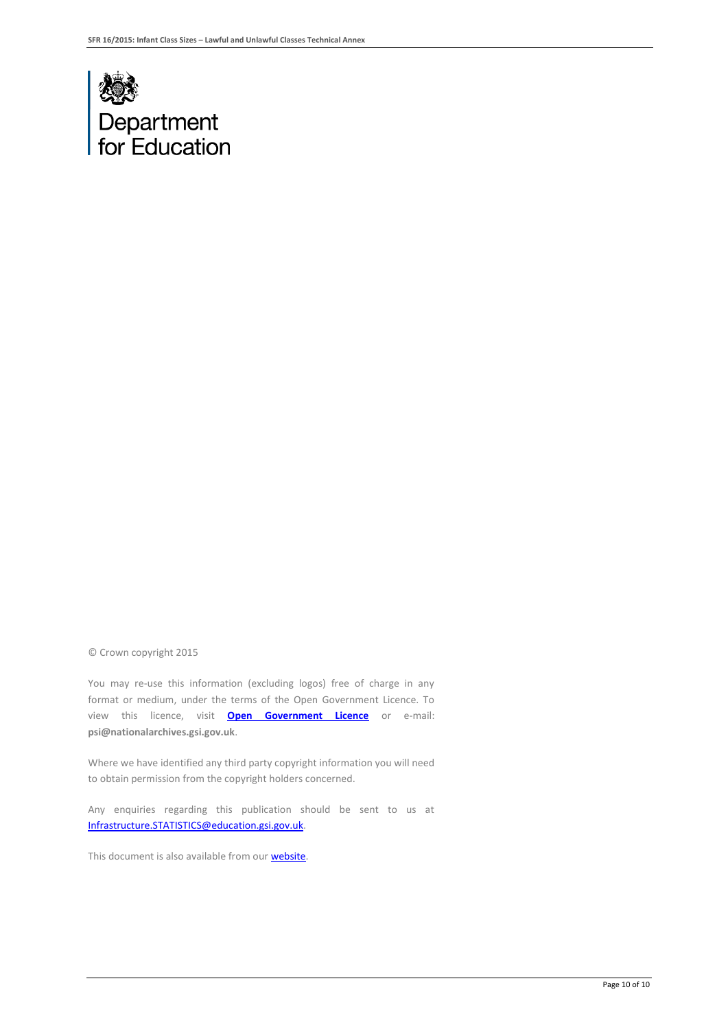Department for Education

© Crown copyright 2015

You may re-use this information (excluding logos) free of charge in any format or medium, under the terms of the Open Government Licence. To view this licence, visit **Open Government Licence** or e-mail: **psi@nationalarchives.gsi.gov.uk**.

Where we have identified any third party copyright information you will need to obtain permission from the copyright holders concerned.

Any enquiries regarding this publication should be sent to us at Infrastructure.STATISTICS@education.gsi.gov.uk.

This document is also available from our website.